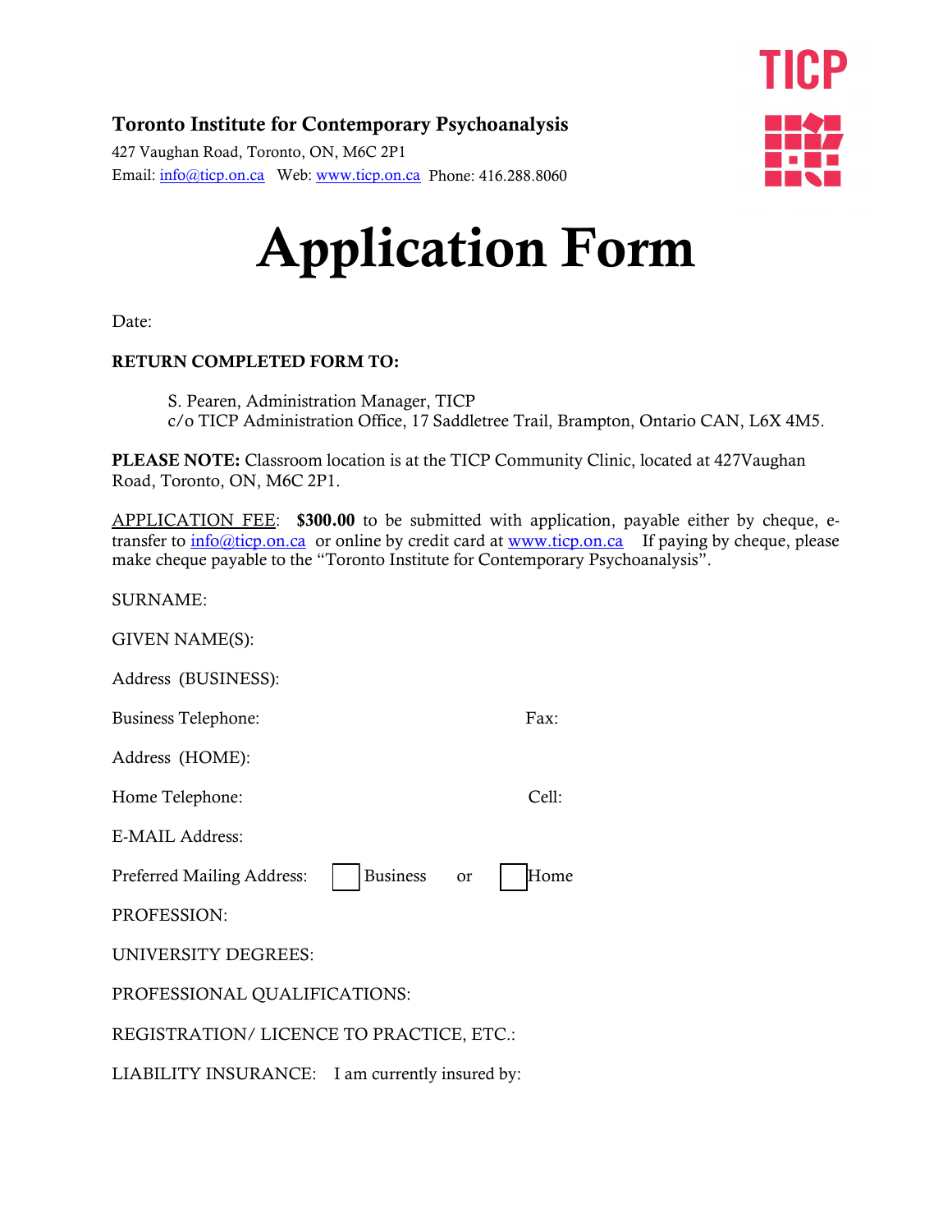TICP

**Toronto Institute for Contemporary Psychoanalysis**

427 Vaughan Road, Toronto, ON, M6C 2P1

Email: info@ticp.on.ca Web: www.ticp.on.ca Phone: 416.288.8060

# Application Form

Date:

**RETURN COMPLETED FORM TO:**

S. Pearen, Administration Manager, TICP
c/o TICP Administration Office, 17 Saddletree Trail, Brampton, Ontario CAN, L6X 4M5.

**PLEASE NOTE:** Classroom location is at the TICP Community Clinic, located at 427Vaughan Road, Toronto, ON, M6C 2P1.

APPLICATION FEE: **$300.00** to be submitted with application, payable either by cheque, e-transfer to info@ticp.on.ca or online by credit card at www.ticp.on.ca If paying by cheque, please make cheque payable to the "Toronto Institute for Contemporary Psychoanalysis".

SURNAME:

GIVEN NAME(S):

Address (BUSINESS):

Business Telephone: Fax:

Address (HOME):

Home Telephone: Cell:

E-MAIL Address:

Preferred Mailing Address: ☐ Business or ☐ Home

PROFESSION:

UNIVERSITY DEGREES:

PROFESSIONAL QUALIFICATIONS:

REGISTRATION/ LICENCE TO PRACTICE, ETC.:

LIABILITY INSURANCE: I am currently insured by: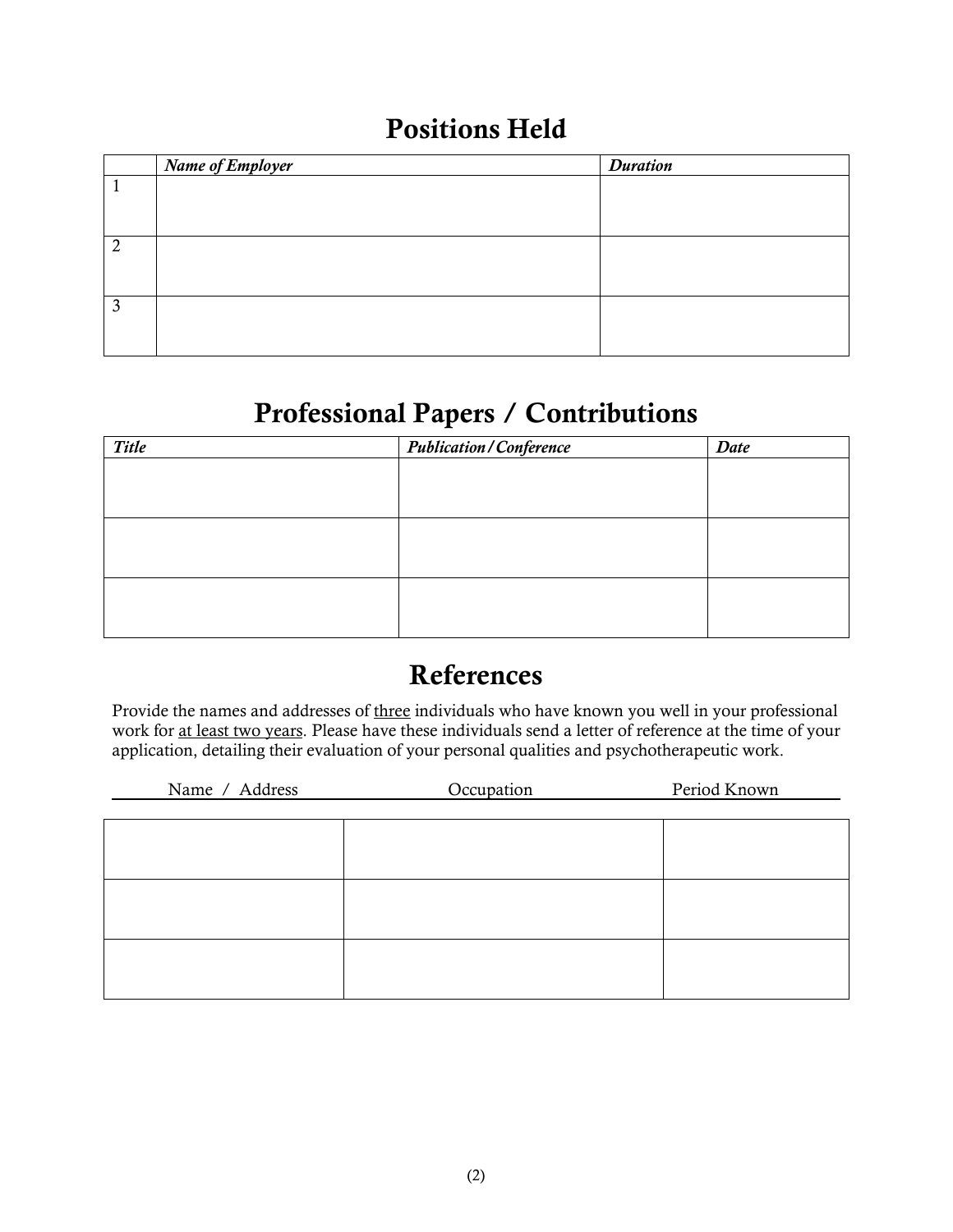## Positions Held

| | *Name of Employer* | *Duration* |
|---|---|---|
| 1 | | |
| 2 | | |
| 3 | | |

## Professional Papers / Contributions

| *Title* | *Publication/Conference* | *Date* |
|---|---|---|
| | | |
| | | |
| | | |

## References

Provide the names and addresses of three individuals who have known you well in your professional work for at least two years. Please have these individuals send a letter of reference at the time of your application, detailing their evaluation of your personal qualities and psychotherapeutic work.

| Name / Address | Occupation | Period Known |
|---|---|---|
| | | |
| | | |
| | | |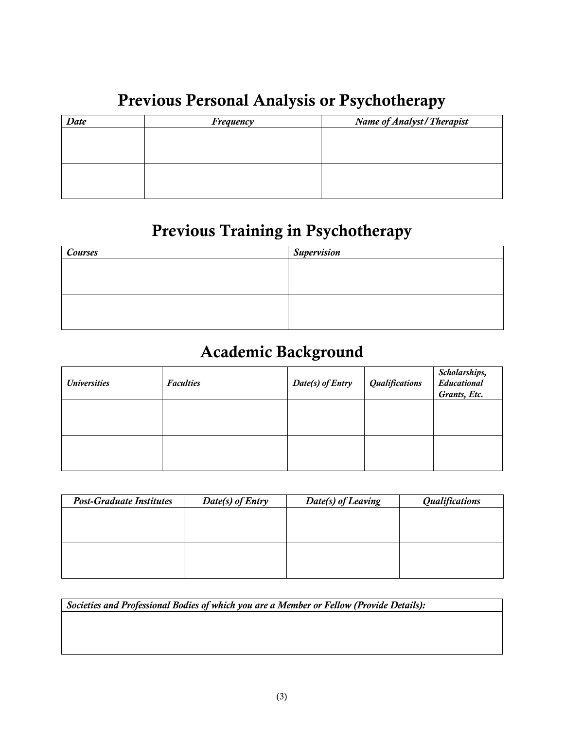## Previous Personal Analysis or Psychotherapy

| *Date* | *Frequency* | *Name of Analyst/Therapist* |
|---|---|---|
| | | |
| | | |

## Previous Training in Psychotherapy

| *Courses* | *Supervision* |
|---|---|
| | |
| | |

## Academic Background

| *Universities* | *Faculties* | *Date(s) of Entry* | *Qualifications* | *Scholarships, Educational Grants, Etc.* |
|---|---|---|---|---|
| | | | | |
| | | | | |

| *Post-Graduate Institutes* | *Date(s) of Entry* | *Date(s) of Leaving* | *Qualifications* |
|---|---|---|---|
| | | | |
| | | | |

| *Societies and Professional Bodies of which you are a Member or Fellow (Provide Details):* |
|---|
| |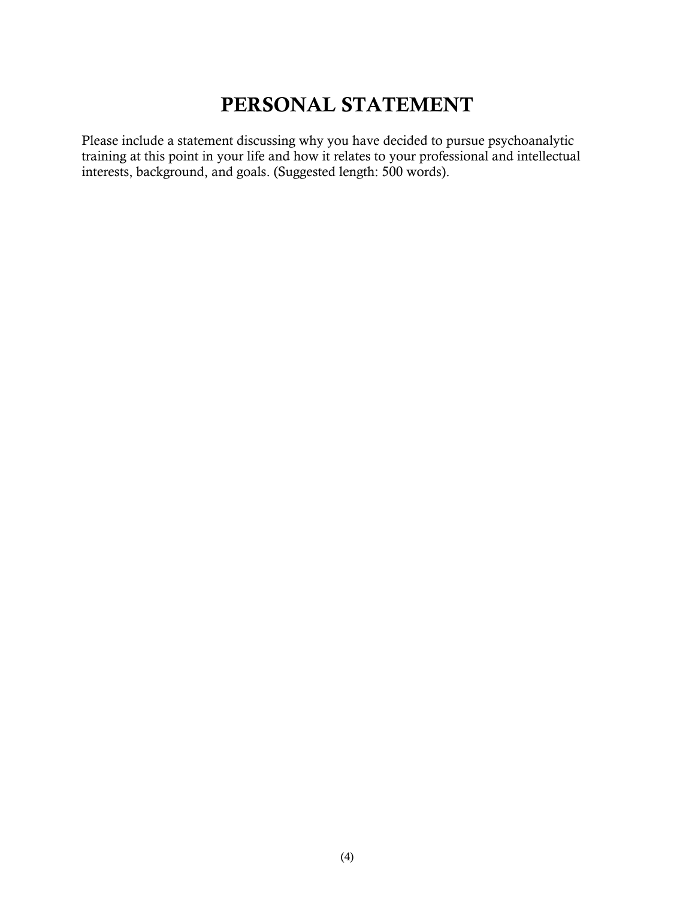# PERSONAL STATEMENT

Please include a statement discussing why you have decided to pursue psychoanalytic training at this point in your life and how it relates to your professional and intellectual interests, background, and goals. (Suggested length: 500 words).